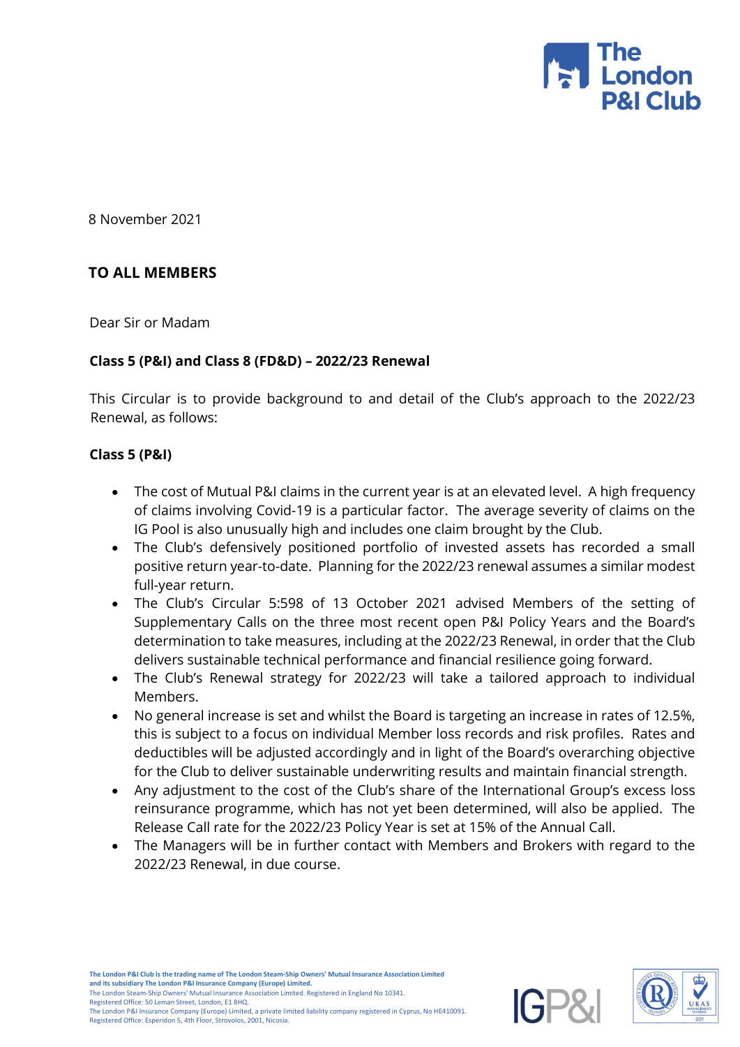8 November 2021

**TO ALL MEMBERS**

Dear Sir or Madam

**Class 5 (P&I) and Class 8 (FD&D) – 2022/23 Renewal**

This Circular is to provide background to and detail of the Club's approach to the 2022/23 Renewal, as follows:

**Class 5 (P&I)**

- The cost of Mutual P&I claims in the current year is at an elevated level. A high frequency of claims involving Covid-19 is a particular factor. The average severity of claims on the IG Pool is also unusually high and includes one claim brought by the Club.
- The Club's defensively positioned portfolio of invested assets has recorded a small positive return year-to-date. Planning for the 2022/23 renewal assumes a similar modest full-year return.
- The Club's Circular 5:598 of 13 October 2021 advised Members of the setting of Supplementary Calls on the three most recent open P&I Policy Years and the Board's determination to take measures, including at the 2022/23 Renewal, in order that the Club delivers sustainable technical performance and financial resilience going forward.
- The Club's Renewal strategy for 2022/23 will take a tailored approach to individual Members.
- No general increase is set and whilst the Board is targeting an increase in rates of 12.5%, this is subject to a focus on individual Member loss records and risk profiles. Rates and deductibles will be adjusted accordingly and in light of the Board's overarching objective for the Club to deliver sustainable underwriting results and maintain financial strength.
- Any adjustment to the cost of the Club's share of the International Group's excess loss reinsurance programme, which has not yet been determined, will also be applied. The Release Call rate for the 2022/23 Policy Year is set at 15% of the Annual Call.
- The Managers will be in further contact with Members and Brokers with regard to the 2022/23 Renewal, in due course.

**The London P&I Club is the trading name of The London Steam-Ship Owners' Mutual Insurance Association Limited and its subsidiary The London P&I Insurance Company (Europe) Limited.**
The London Steam-Ship Owners' Mutual Insurance Association Limited. Registered in England No 10341.
Registered Office: 50 Leman Street, London, E1 8HQ.
The London P&I Insurance Company (Europe) Limited, a private limited liability company registered in Cyprus, No HE410091.
Registered Office: Esperidon 5, 4th Floor, Strovolos, 2001, Nicosia.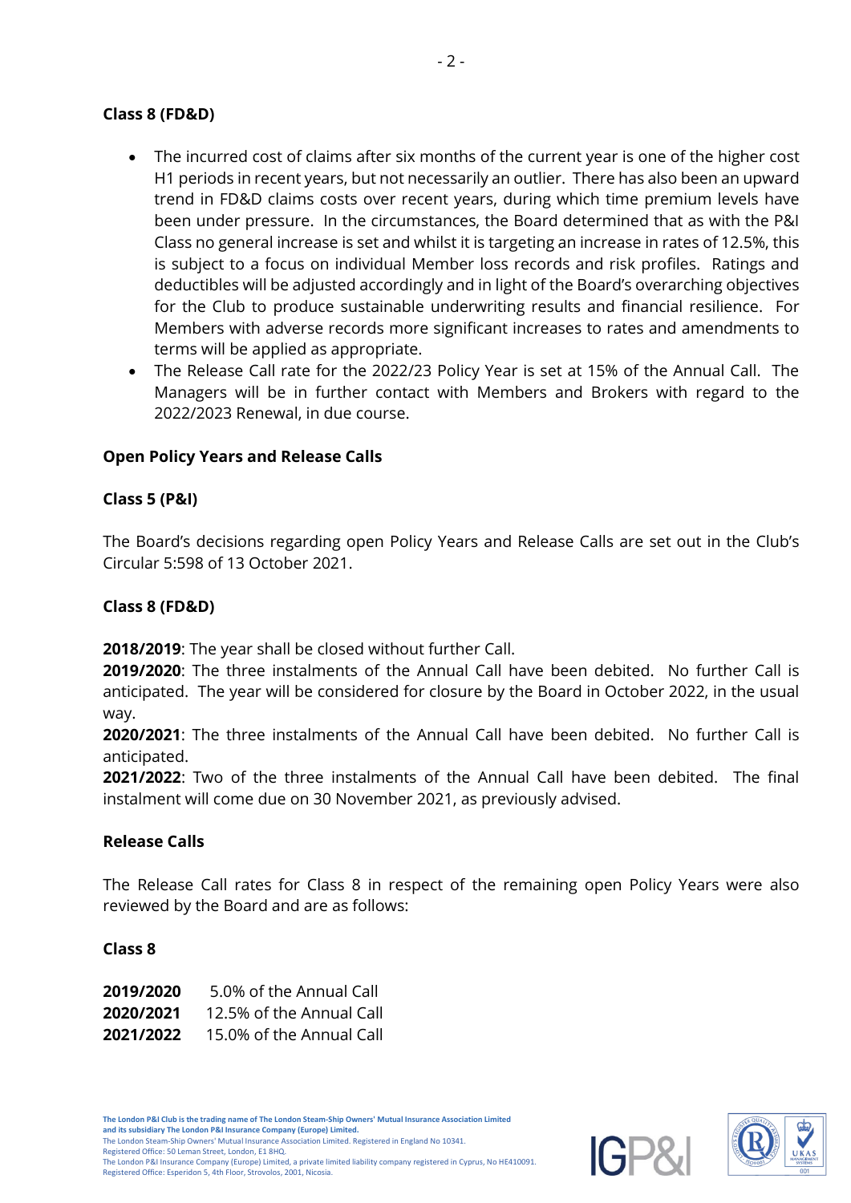**Class 8 (FD&D)**

- The incurred cost of claims after six months of the current year is one of the higher cost H1 periods in recent years, but not necessarily an outlier. There has also been an upward trend in FD&D claims costs over recent years, during which time premium levels have been under pressure. In the circumstances, the Board determined that as with the P&I Class no general increase is set and whilst it is targeting an increase in rates of 12.5%, this is subject to a focus on individual Member loss records and risk profiles. Ratings and deductibles will be adjusted accordingly and in light of the Board's overarching objectives for the Club to produce sustainable underwriting results and financial resilience. For Members with adverse records more significant increases to rates and amendments to terms will be applied as appropriate.
- The Release Call rate for the 2022/23 Policy Year is set at 15% of the Annual Call. The Managers will be in further contact with Members and Brokers with regard to the 2022/2023 Renewal, in due course.

**Open Policy Years and Release Calls**

**Class 5 (P&I)**

The Board's decisions regarding open Policy Years and Release Calls are set out in the Club's Circular 5:598 of 13 October 2021.

**Class 8 (FD&D)**

**2018/2019**: The year shall be closed without further Call.
**2019/2020**: The three instalments of the Annual Call have been debited. No further Call is anticipated. The year will be considered for closure by the Board in October 2022, in the usual way.
**2020/2021**: The three instalments of the Annual Call have been debited. No further Call is anticipated.
**2021/2022**: Two of the three instalments of the Annual Call have been debited. The final instalment will come due on 30 November 2021, as previously advised.

**Release Calls**

The Release Call rates for Class 8 in respect of the remaining open Policy Years were also reviewed by the Board and are as follows:

**Class 8**

**2019/2020** 5.0% of the Annual Call
**2020/2021** 12.5% of the Annual Call
**2021/2022** 15.0% of the Annual Call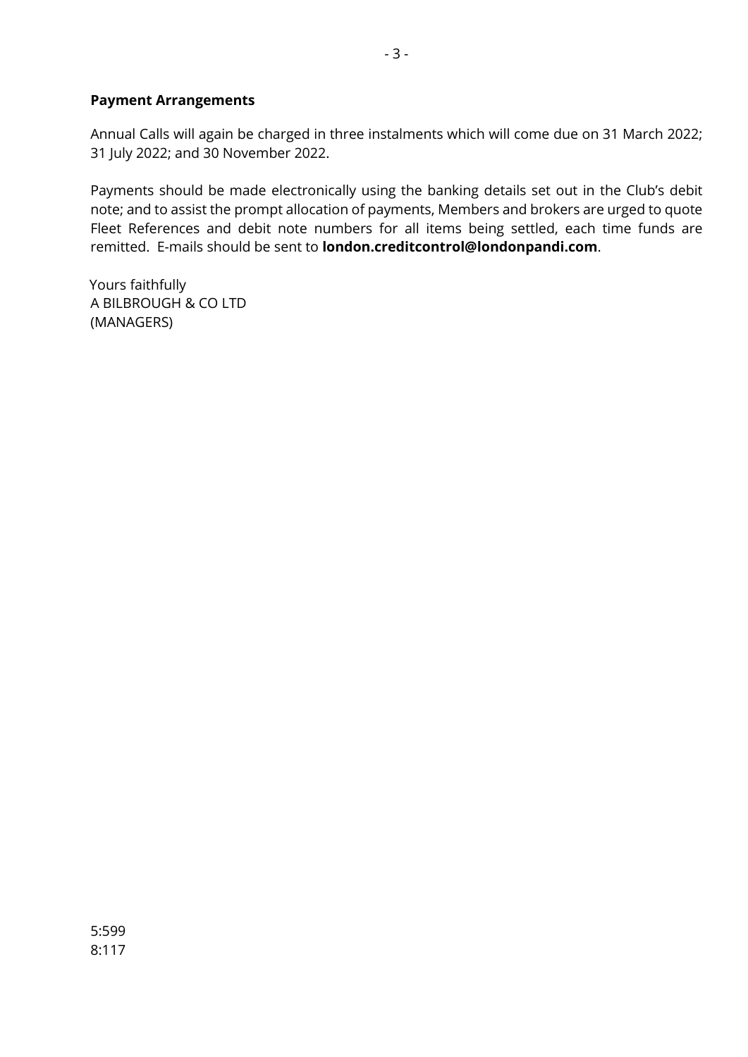**Payment Arrangements**

Annual Calls will again be charged in three instalments which will come due on 31 March 2022; 31 July 2022; and 30 November 2022.

Payments should be made electronically using the banking details set out in the Club's debit note; and to assist the prompt allocation of payments, Members and brokers are urged to quote Fleet References and debit note numbers for all items being settled, each time funds are remitted. E-mails should be sent to **london.creditcontrol@londonpandi.com**.

Yours faithfully
A BILBROUGH & CO LTD
(MANAGERS)

5:599
8:117